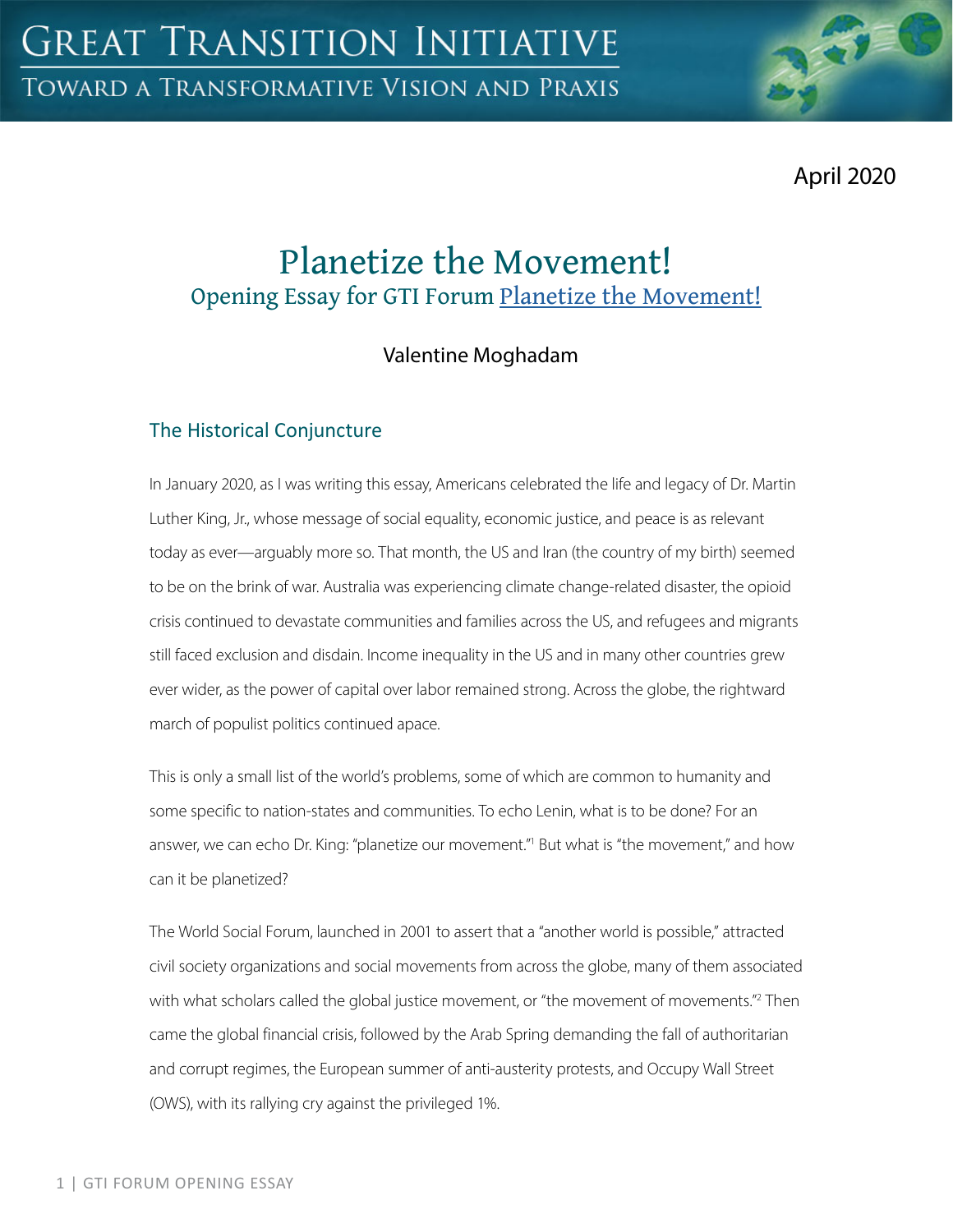GREAT TRANSITION INITIATIVE

TOWARD A TRANSFORMATIVE VISION AND PRAXIS

April 2020

# Planetize the Movement!

## Opening Essay for GTI Forum Planetize the Movement!

Valentine Moghadam

## The Historical Conjuncture

In January 2020, as I was writing this essay, Americans celebrated the life and legacy of Dr. Martin Luther King, Jr., whose message of social equality, economic justice, and peace is as relevant today as ever—arguably more so. That month, the US and Iran (the country of my birth) seemed to be on the brink of war. Australia was experiencing climate change-related disaster, the opioid crisis continued to devastate communities and families across the US, and refugees and migrants still faced exclusion and disdain. Income inequality in the US and in many other countries grew ever wider, as the power of capital over labor remained strong. Across the globe, the rightward march of populist politics continued apace.

This is only a small list of the world's problems, some of which are common to humanity and some specific to nation-states and communities. To echo Lenin, what is to be done? For an answer, we can echo Dr. King: "planetize our movement."[1] But what is "the movement," and how can it be planetized?

The World Social Forum, launched in 2001 to assert that a "another world is possible," attracted civil society organizations and social movements from across the globe, many of them associated with what scholars called the global justice movement, or "the movement of movements."[2] Then came the global financial crisis, followed by the Arab Spring demanding the fall of authoritarian and corrupt regimes, the European summer of anti-austerity protests, and Occupy Wall Street (OWS), with its rallying cry against the privileged 1%.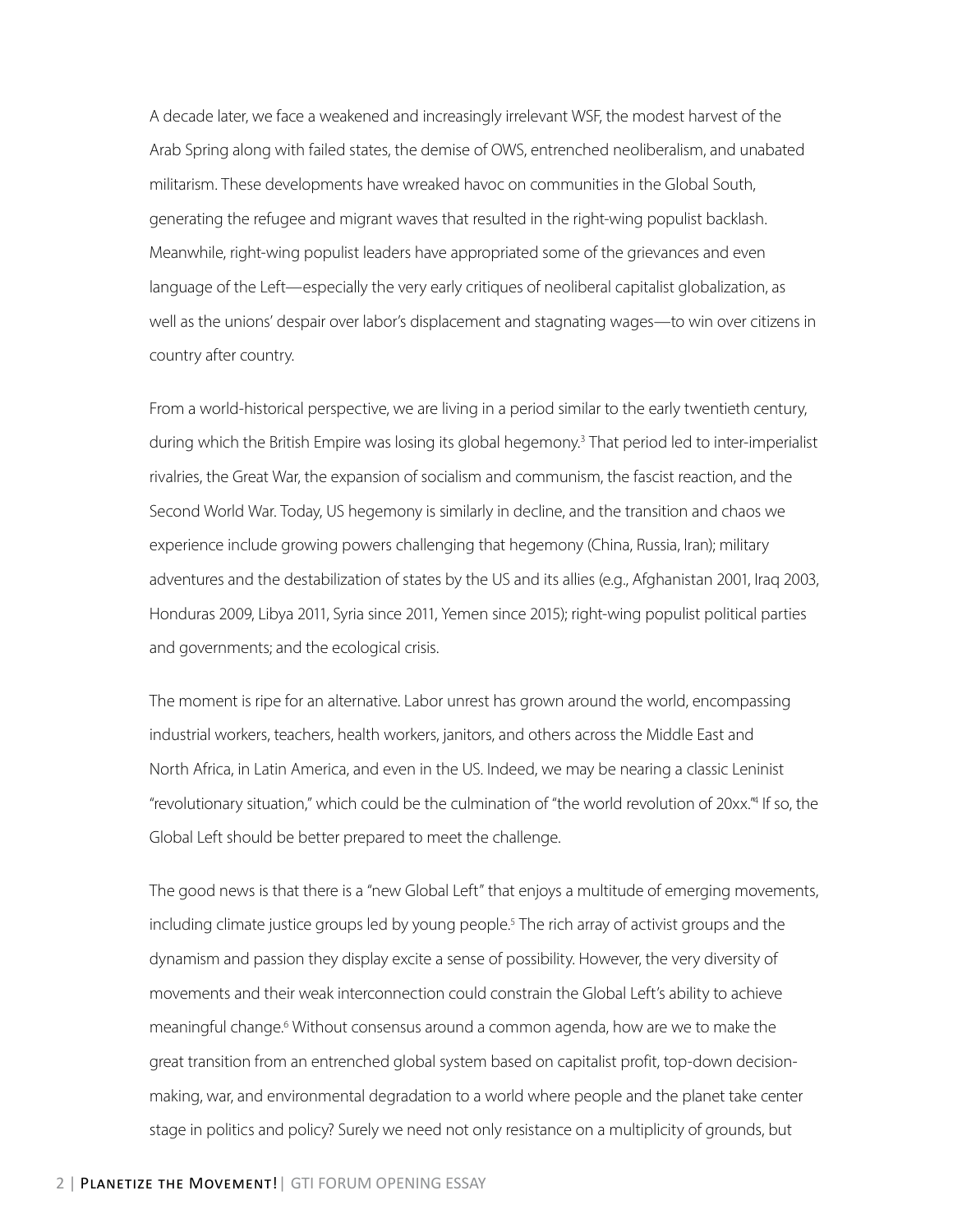A decade later, we face a weakened and increasingly irrelevant WSF, the modest harvest of the Arab Spring along with failed states, the demise of OWS, entrenched neoliberalism, and unabated militarism. These developments have wreaked havoc on communities in the Global South, generating the refugee and migrant waves that resulted in the right-wing populist backlash. Meanwhile, right-wing populist leaders have appropriated some of the grievances and even language of the Left—especially the very early critiques of neoliberal capitalist globalization, as well as the unions' despair over labor's displacement and stagnating wages—to win over citizens in country after country.

From a world-historical perspective, we are living in a period similar to the early twentieth century, during which the British Empire was losing its global hegemony.[3] That period led to inter-imperialist rivalries, the Great War, the expansion of socialism and communism, the fascist reaction, and the Second World War. Today, US hegemony is similarly in decline, and the transition and chaos we experience include growing powers challenging that hegemony (China, Russia, Iran); military adventures and the destabilization of states by the US and its allies (e.g., Afghanistan 2001, Iraq 2003, Honduras 2009, Libya 2011, Syria since 2011, Yemen since 2015); right-wing populist political parties and governments; and the ecological crisis.

The moment is ripe for an alternative. Labor unrest has grown around the world, encompassing industrial workers, teachers, health workers, janitors, and others across the Middle East and North Africa, in Latin America, and even in the US. Indeed, we may be nearing a classic Leninist "revolutionary situation," which could be the culmination of "the world revolution of 20xx."[4] If so, the Global Left should be better prepared to meet the challenge.

The good news is that there is a "new Global Left" that enjoys a multitude of emerging movements, including climate justice groups led by young people.[5] The rich array of activist groups and the dynamism and passion they display excite a sense of possibility. However, the very diversity of movements and their weak interconnection could constrain the Global Left's ability to achieve meaningful change.[6] Without consensus around a common agenda, how are we to make the great transition from an entrenched global system based on capitalist profit, top-down decision-making, war, and environmental degradation to a world where people and the planet take center stage in politics and policy? Surely we need not only resistance on a multiplicity of grounds, but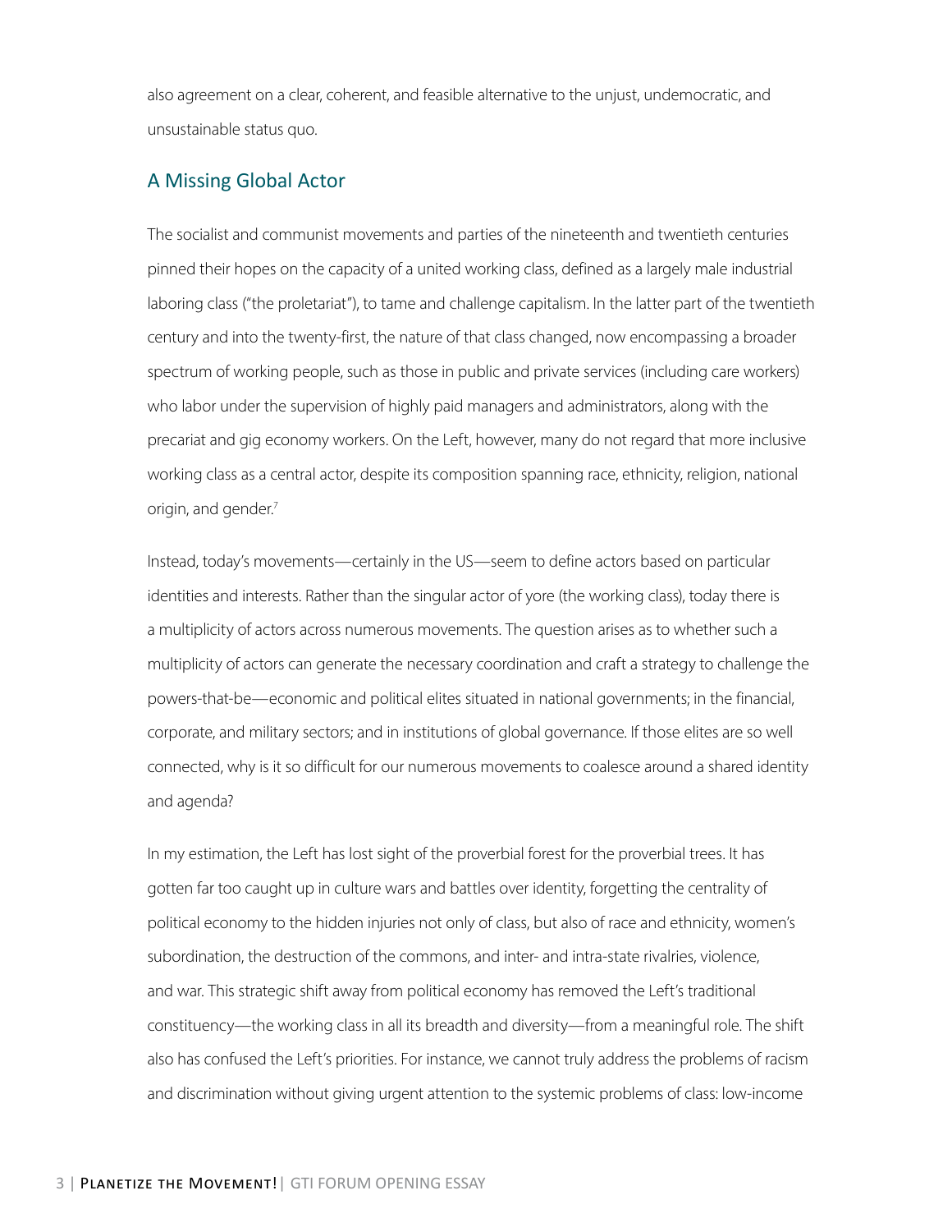also agreement on a clear, coherent, and feasible alternative to the unjust, undemocratic, and unsustainable status quo.

## A Missing Global Actor

The socialist and communist movements and parties of the nineteenth and twentieth centuries pinned their hopes on the capacity of a united working class, defined as a largely male industrial laboring class ("the proletariat"), to tame and challenge capitalism. In the latter part of the twentieth century and into the twenty-first, the nature of that class changed, now encompassing a broader spectrum of working people, such as those in public and private services (including care workers) who labor under the supervision of highly paid managers and administrators, along with the precariat and gig economy workers. On the Left, however, many do not regard that more inclusive working class as a central actor, despite its composition spanning race, ethnicity, religion, national origin, and gender.[7]

Instead, today's movements—certainly in the US—seem to define actors based on particular identities and interests. Rather than the singular actor of yore (the working class), today there is a multiplicity of actors across numerous movements. The question arises as to whether such a multiplicity of actors can generate the necessary coordination and craft a strategy to challenge the powers-that-be—economic and political elites situated in national governments; in the financial, corporate, and military sectors; and in institutions of global governance. If those elites are so well connected, why is it so difficult for our numerous movements to coalesce around a shared identity and agenda?

In my estimation, the Left has lost sight of the proverbial forest for the proverbial trees. It has gotten far too caught up in culture wars and battles over identity, forgetting the centrality of political economy to the hidden injuries not only of class, but also of race and ethnicity, women's subordination, the destruction of the commons, and inter- and intra-state rivalries, violence, and war. This strategic shift away from political economy has removed the Left's traditional constituency—the working class in all its breadth and diversity—from a meaningful role. The shift also has confused the Left's priorities. For instance, we cannot truly address the problems of racism and discrimination without giving urgent attention to the systemic problems of class: low-income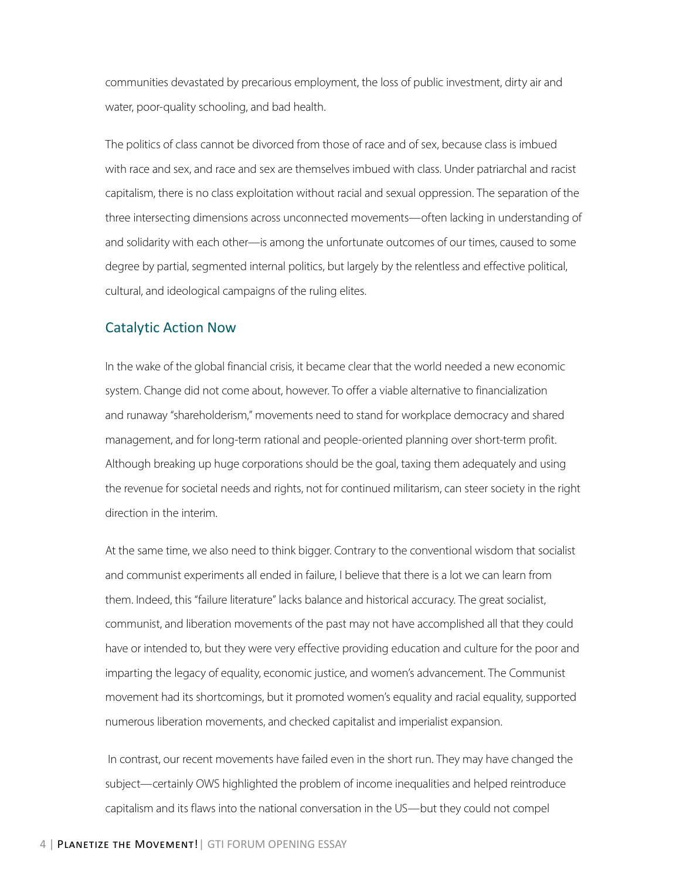communities devastated by precarious employment, the loss of public investment, dirty air and water, poor-quality schooling, and bad health.

The politics of class cannot be divorced from those of race and of sex, because class is imbued with race and sex, and race and sex are themselves imbued with class. Under patriarchal and racist capitalism, there is no class exploitation without racial and sexual oppression. The separation of the three intersecting dimensions across unconnected movements—often lacking in understanding of and solidarity with each other—is among the unfortunate outcomes of our times, caused to some degree by partial, segmented internal politics, but largely by the relentless and effective political, cultural, and ideological campaigns of the ruling elites.

## Catalytic Action Now

In the wake of the global financial crisis, it became clear that the world needed a new economic system. Change did not come about, however. To offer a viable alternative to financialization and runaway "shareholderism," movements need to stand for workplace democracy and shared management, and for long-term rational and people-oriented planning over short-term profit. Although breaking up huge corporations should be the goal, taxing them adequately and using the revenue for societal needs and rights, not for continued militarism, can steer society in the right direction in the interim.

At the same time, we also need to think bigger. Contrary to the conventional wisdom that socialist and communist experiments all ended in failure, I believe that there is a lot we can learn from them. Indeed, this "failure literature" lacks balance and historical accuracy. The great socialist, communist, and liberation movements of the past may not have accomplished all that they could have or intended to, but they were very effective providing education and culture for the poor and imparting the legacy of equality, economic justice, and women's advancement. The Communist movement had its shortcomings, but it promoted women's equality and racial equality, supported numerous liberation movements, and checked capitalist and imperialist expansion.

In contrast, our recent movements have failed even in the short run. They may have changed the subject—certainly OWS highlighted the problem of income inequalities and helped reintroduce capitalism and its flaws into the national conversation in the US—but they could not compel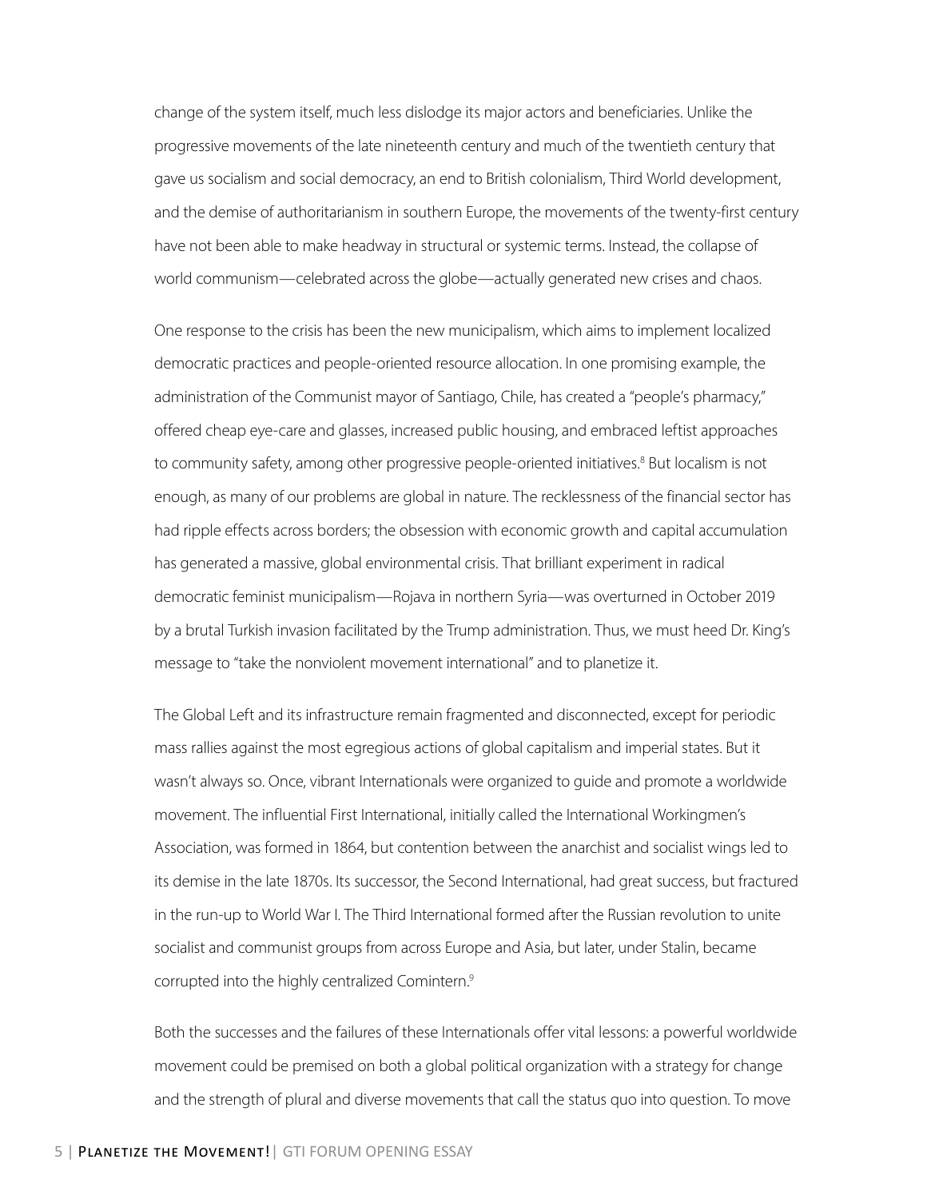change of the system itself, much less dislodge its major actors and beneficiaries. Unlike the progressive movements of the late nineteenth century and much of the twentieth century that gave us socialism and social democracy, an end to British colonialism, Third World development, and the demise of authoritarianism in southern Europe, the movements of the twenty-first century have not been able to make headway in structural or systemic terms. Instead, the collapse of world communism—celebrated across the globe—actually generated new crises and chaos.

One response to the crisis has been the new municipalism, which aims to implement localized democratic practices and people-oriented resource allocation. In one promising example, the administration of the Communist mayor of Santiago, Chile, has created a "people's pharmacy," offered cheap eye-care and glasses, increased public housing, and embraced leftist approaches to community safety, among other progressive people-oriented initiatives.[8] But localism is not enough, as many of our problems are global in nature. The recklessness of the financial sector has had ripple effects across borders; the obsession with economic growth and capital accumulation has generated a massive, global environmental crisis. That brilliant experiment in radical democratic feminist municipalism—Rojava in northern Syria—was overturned in October 2019 by a brutal Turkish invasion facilitated by the Trump administration. Thus, we must heed Dr. King's message to "take the nonviolent movement international" and to planetize it.

The Global Left and its infrastructure remain fragmented and disconnected, except for periodic mass rallies against the most egregious actions of global capitalism and imperial states. But it wasn't always so. Once, vibrant Internationals were organized to guide and promote a worldwide movement. The influential First International, initially called the International Workingmen's Association, was formed in 1864, but contention between the anarchist and socialist wings led to its demise in the late 1870s. Its successor, the Second International, had great success, but fractured in the run-up to World War I. The Third International formed after the Russian revolution to unite socialist and communist groups from across Europe and Asia, but later, under Stalin, became corrupted into the highly centralized Comintern.[9]

Both the successes and the failures of these Internationals offer vital lessons: a powerful worldwide movement could be premised on both a global political organization with a strategy for change and the strength of plural and diverse movements that call the status quo into question. To move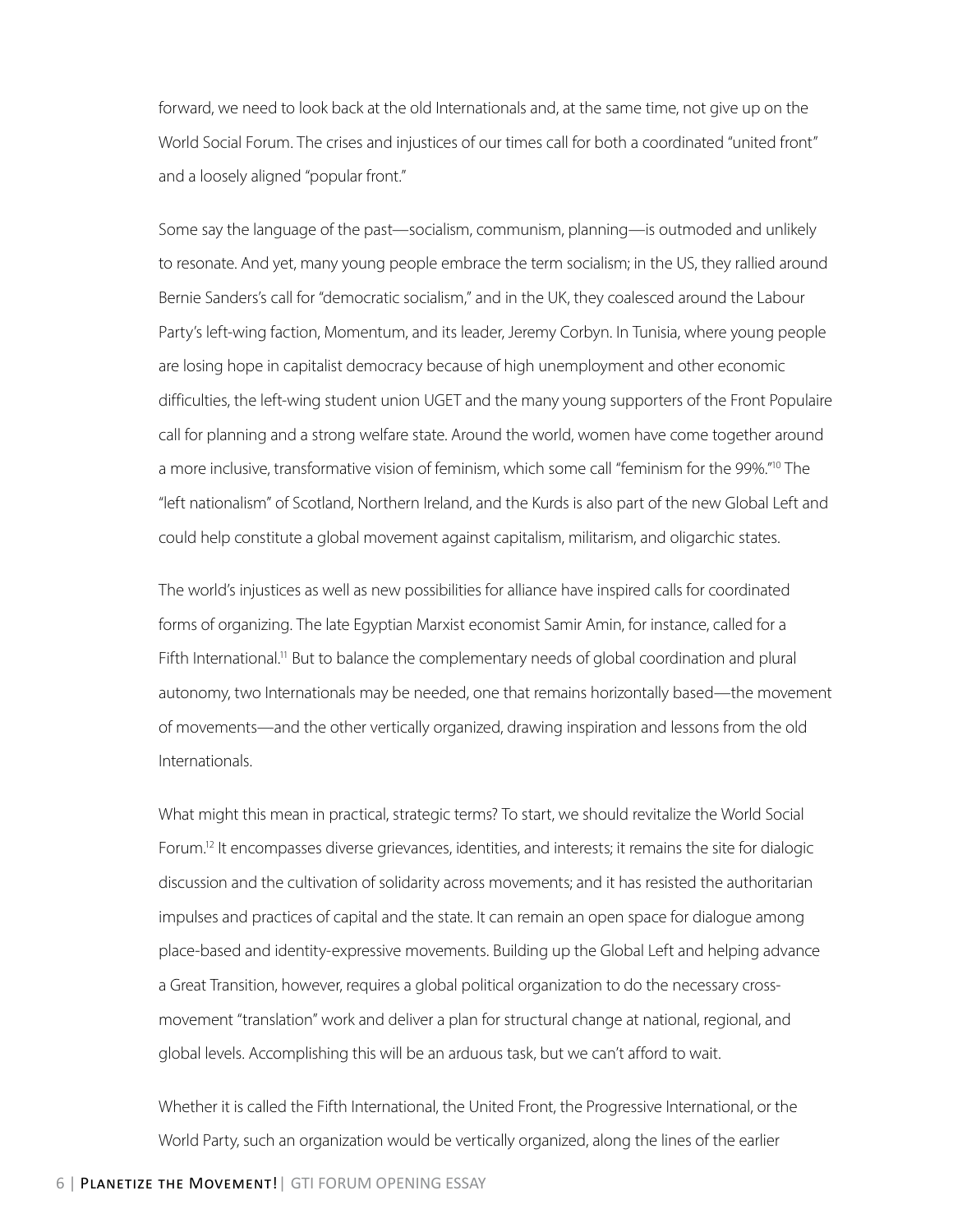forward, we need to look back at the old Internationals and, at the same time, not give up on the World Social Forum. The crises and injustices of our times call for both a coordinated "united front" and a loosely aligned "popular front."

Some say the language of the past—socialism, communism, planning—is outmoded and unlikely to resonate. And yet, many young people embrace the term socialism; in the US, they rallied around Bernie Sanders's call for "democratic socialism," and in the UK, they coalesced around the Labour Party's left-wing faction, Momentum, and its leader, Jeremy Corbyn. In Tunisia, where young people are losing hope in capitalist democracy because of high unemployment and other economic difficulties, the left-wing student union UGET and the many young supporters of the Front Populaire call for planning and a strong welfare state. Around the world, women have come together around a more inclusive, transformative vision of feminism, which some call "feminism for the 99%."[10] The "left nationalism" of Scotland, Northern Ireland, and the Kurds is also part of the new Global Left and could help constitute a global movement against capitalism, militarism, and oligarchic states.

The world's injustices as well as new possibilities for alliance have inspired calls for coordinated forms of organizing. The late Egyptian Marxist economist Samir Amin, for instance, called for a Fifth International.[11] But to balance the complementary needs of global coordination and plural autonomy, two Internationals may be needed, one that remains horizontally based—the movement of movements—and the other vertically organized, drawing inspiration and lessons from the old Internationals.

What might this mean in practical, strategic terms? To start, we should revitalize the World Social Forum.[12] It encompasses diverse grievances, identities, and interests; it remains the site for dialogic discussion and the cultivation of solidarity across movements; and it has resisted the authoritarian impulses and practices of capital and the state. It can remain an open space for dialogue among place-based and identity-expressive movements. Building up the Global Left and helping advance a Great Transition, however, requires a global political organization to do the necessary cross-movement "translation" work and deliver a plan for structural change at national, regional, and global levels. Accomplishing this will be an arduous task, but we can't afford to wait.

Whether it is called the Fifth International, the United Front, the Progressive International, or the World Party, such an organization would be vertically organized, along the lines of the earlier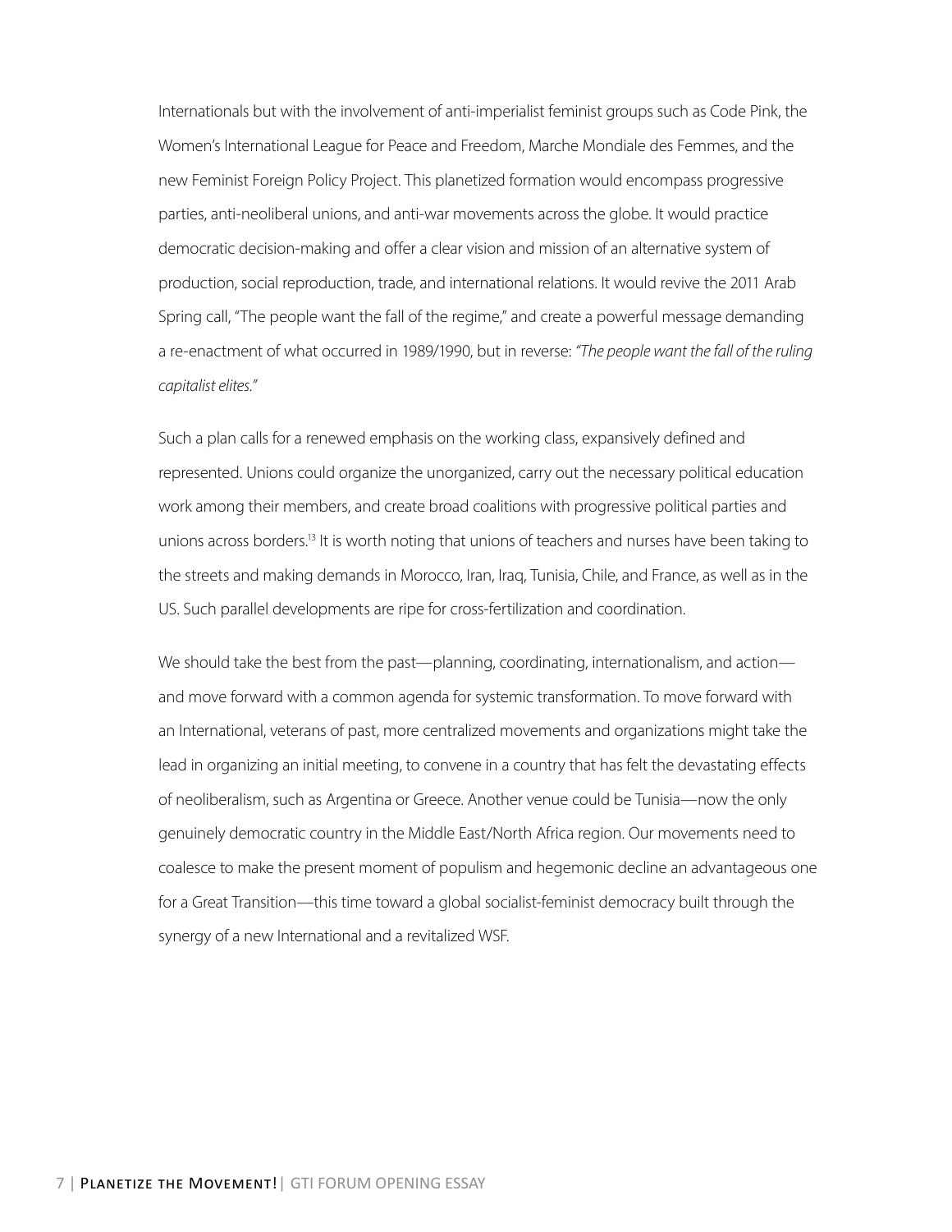Internationals but with the involvement of anti-imperialist feminist groups such as Code Pink, the Women's International League for Peace and Freedom, Marche Mondiale des Femmes, and the new Feminist Foreign Policy Project. This planetized formation would encompass progressive parties, anti-neoliberal unions, and anti-war movements across the globe. It would practice democratic decision-making and offer a clear vision and mission of an alternative system of production, social reproduction, trade, and international relations. It would revive the 2011 Arab Spring call, "The people want the fall of the regime," and create a powerful message demanding a re-enactment of what occurred in 1989/1990, but in reverse: *"The people want the fall of the ruling capitalist elites."*

Such a plan calls for a renewed emphasis on the working class, expansively defined and represented. Unions could organize the unorganized, carry out the necessary political education work among their members, and create broad coalitions with progressive political parties and unions across borders.[13] It is worth noting that unions of teachers and nurses have been taking to the streets and making demands in Morocco, Iran, Iraq, Tunisia, Chile, and France, as well as in the US. Such parallel developments are ripe for cross-fertilization and coordination.

We should take the best from the past—planning, coordinating, internationalism, and action—and move forward with a common agenda for systemic transformation. To move forward with an International, veterans of past, more centralized movements and organizations might take the lead in organizing an initial meeting, to convene in a country that has felt the devastating effects of neoliberalism, such as Argentina or Greece. Another venue could be Tunisia—now the only genuinely democratic country in the Middle East/North Africa region. Our movements need to coalesce to make the present moment of populism and hegemonic decline an advantageous one for a Great Transition—this time toward a global socialist-feminist democracy built through the synergy of a new International and a revitalized WSF.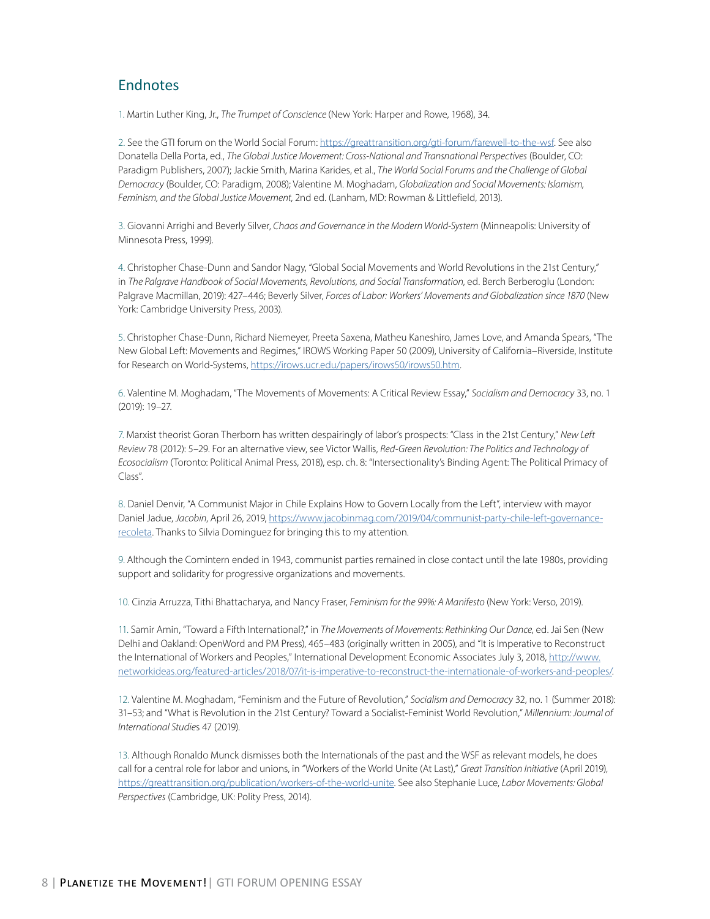## Endnotes

1. Martin Luther King, Jr., *The Trumpet of Conscience* (New York: Harper and Rowe, 1968), 34.

2. See the GTI forum on the World Social Forum: https://greattransition.org/gti-forum/farewell-to-the-wsf. See also Donatella Della Porta, ed., *The Global Justice Movement: Cross-National and Transnational Perspectives* (Boulder, CO: Paradigm Publishers, 2007); Jackie Smith, Marina Karides, et al., *The World Social Forums and the Challenge of Global Democracy* (Boulder, CO: Paradigm, 2008); Valentine M. Moghadam, *Globalization and Social Movements: Islamism, Feminism, and the Global Justice Movement*, 2nd ed. (Lanham, MD: Rowman & Littlefield, 2013).

3. Giovanni Arrighi and Beverly Silver, *Chaos and Governance in the Modern World-System* (Minneapolis: University of Minnesota Press, 1999).

4. Christopher Chase-Dunn and Sandor Nagy, "Global Social Movements and World Revolutions in the 21st Century," in *The Palgrave Handbook of Social Movements, Revolutions, and Social Transformation*, ed. Berch Berberoglu (London: Palgrave Macmillan, 2019): 427–446; Beverly Silver, *Forces of Labor: Workers' Movements and Globalization since 1870* (New York: Cambridge University Press, 2003).

5. Christopher Chase-Dunn, Richard Niemeyer, Preeta Saxena, Matheu Kaneshiro, James Love, and Amanda Spears, "The New Global Left: Movements and Regimes," IROWS Working Paper 50 (2009), University of California–Riverside, Institute for Research on World-Systems, https://irows.ucr.edu/papers/irows50/irows50.htm.

6. Valentine M. Moghadam, "The Movements of Movements: A Critical Review Essay," *Socialism and Democracy* 33, no. 1 (2019): 19–27.

7. Marxist theorist Goran Therborn has written despairingly of labor's prospects: "Class in the 21st Century," *New Left Review* 78 (2012): 5–29. For an alternative view, see Victor Wallis, *Red-Green Revolution: The Politics and Technology of Ecosocialism* (Toronto: Political Animal Press, 2018), esp. ch. 8: "Intersectionality's Binding Agent: The Political Primacy of Class".

8. Daniel Denvir, "A Communist Major in Chile Explains How to Govern Locally from the Left", interview with mayor Daniel Jadue, *Jacobin*, April 26, 2019, https://www.jacobinmag.com/2019/04/communist-party-chile-left-governance-recoleta. Thanks to Silvia Dominguez for bringing this to my attention.

9. Although the Comintern ended in 1943, communist parties remained in close contact until the late 1980s, providing support and solidarity for progressive organizations and movements.

10. Cinzia Arruzza, Tithi Bhattacharya, and Nancy Fraser, *Feminism for the 99%: A Manifesto* (New York: Verso, 2019).

11. Samir Amin, "Toward a Fifth International?," in *The Movements of Movements: Rethinking Our Dance*, ed. Jai Sen (New Delhi and Oakland: OpenWord and PM Press), 465–483 (originally written in 2005), and "It is Imperative to Reconstruct the International of Workers and Peoples," International Development Economic Associates July 3, 2018, http://www.networkideas.org/featured-articles/2018/07/it-is-imperative-to-reconstruct-the-internationale-of-workers-and-peoples/.

12. Valentine M. Moghadam, "Feminism and the Future of Revolution," *Socialism and Democracy* 32, no. 1 (Summer 2018): 31–53; and "What is Revolution in the 21st Century? Toward a Socialist-Feminist World Revolution," *Millennium: Journal of International Studies* 47 (2019).

13. Although Ronaldo Munck dismisses both the Internationals of the past and the WSF as relevant models, he does call for a central role for labor and unions, in "Workers of the World Unite (At Last)," *Great Transition Initiative* (April 2019), https://greattransition.org/publication/workers-of-the-world-unite. See also Stephanie Luce, *Labor Movements: Global Perspectives* (Cambridge, UK: Polity Press, 2014).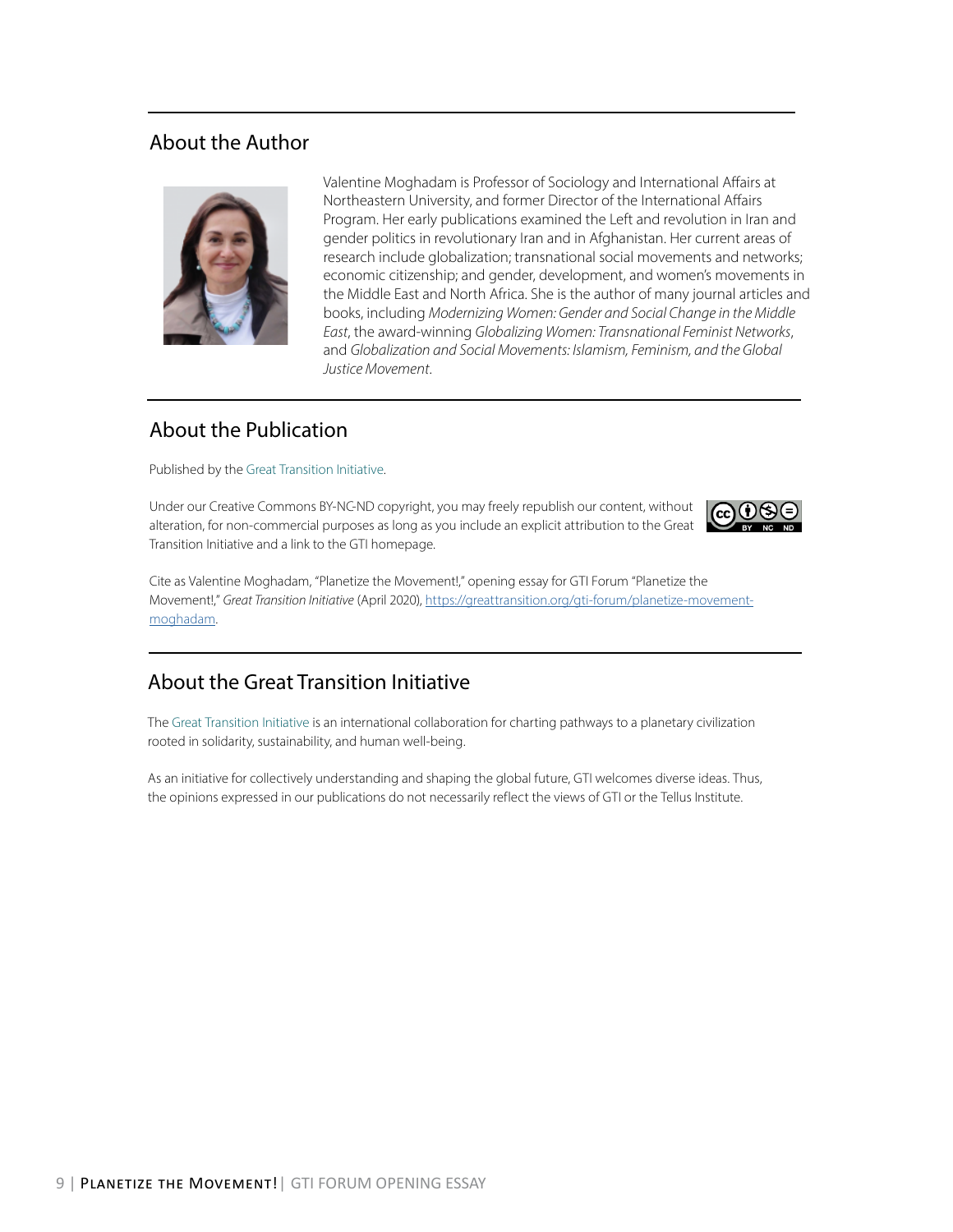## About the Author

Valentine Moghadam is Professor of Sociology and International Affairs at Northeastern University, and former Director of the International Affairs Program. Her early publications examined the Left and revolution in Iran and gender politics in revolutionary Iran and in Afghanistan. Her current areas of research include globalization; transnational social movements and networks; economic citizenship; and gender, development, and women's movements in the Middle East and North Africa. She is the author of many journal articles and books, including *Modernizing Women: Gender and Social Change in the Middle East*, the award-winning *Globalizing Women: Transnational Feminist Networks*, and *Globalization and Social Movements: Islamism, Feminism, and the Global Justice Movement*.

## About the Publication

Published by the Great Transition Initiative.

Under our Creative Commons BY-NC-ND copyright, you may freely republish our content, without alteration, for non-commercial purposes as long as you include an explicit attribution to the Great Transition Initiative and a link to the GTI homepage.

Cite as Valentine Moghadam, "Planetize the Movement!," opening essay for GTI Forum "Planetize the Movement!," *Great Transition Initiative* (April 2020), https://greattransition.org/gti-forum/planetize-movement-moghadam.

## About the Great Transition Initiative

The Great Transition Initiative is an international collaboration for charting pathways to a planetary civilization rooted in solidarity, sustainability, and human well-being.

As an initiative for collectively understanding and shaping the global future, GTI welcomes diverse ideas. Thus, the opinions expressed in our publications do not necessarily reflect the views of GTI or the Tellus Institute.